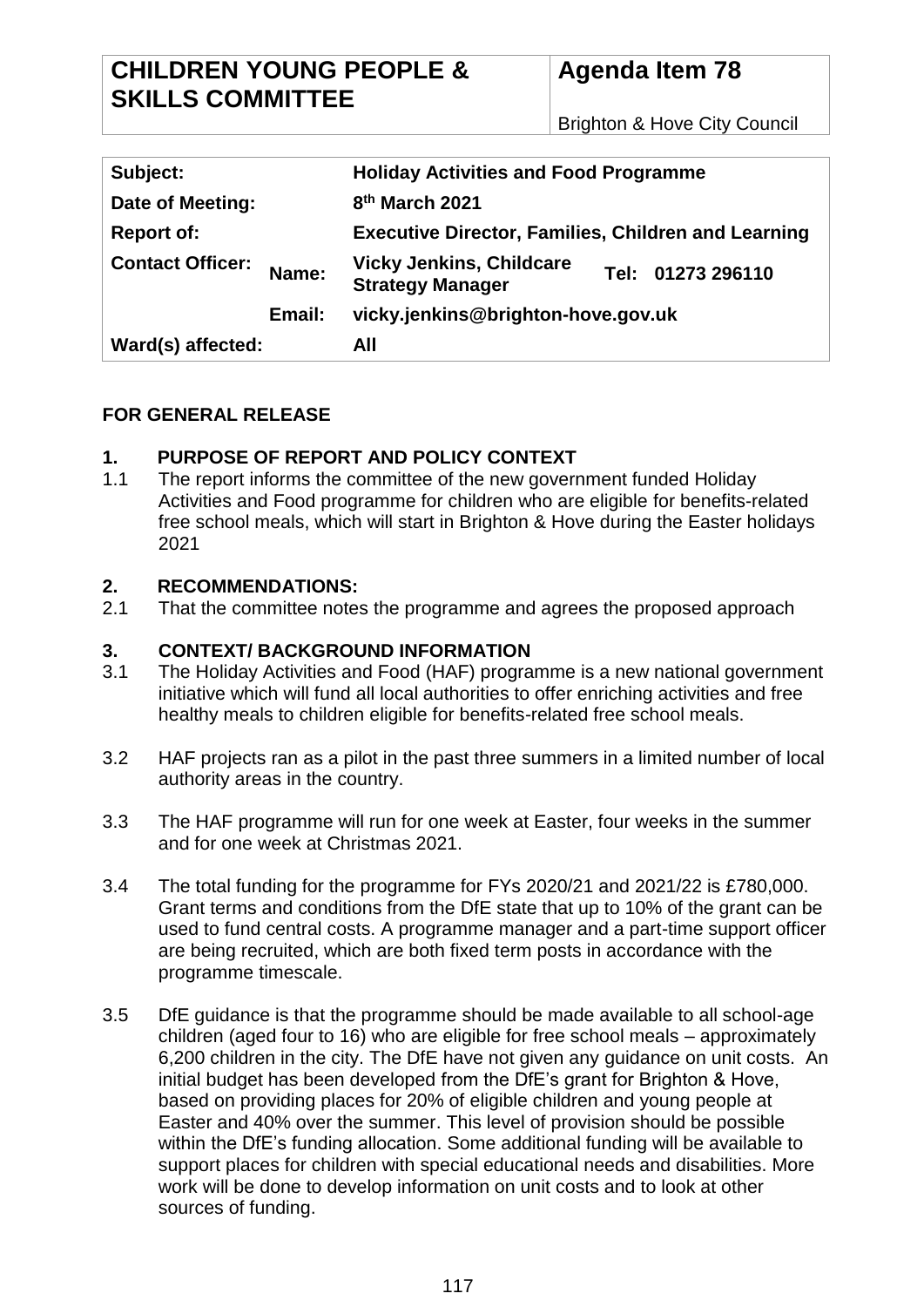| CHILDREN YOUNG PEOPLE & SKILLS COMMITTEE | Agenda Item 78 |
|---|---|
| | Brighton & Hove City Council |

| Subject: | | Holiday Activities and Food Programme | |
|---|---|---|---|
| Date of Meeting: | | 8th March 2021 | |
| Report of: | | Executive Director, Families, Children and Learning | |
| Contact Officer: | Name: | Vicky Jenkins, Childcare Strategy Manager | Tel: 01273 296110 |
| | Email: | vicky.jenkins@brighton-hove.gov.uk | |
| Ward(s) affected: | | All | |

**FOR GENERAL RELEASE**

## 1. PURPOSE OF REPORT AND POLICY CONTEXT

1.1 The report informs the committee of the new government funded Holiday Activities and Food programme for children who are eligible for benefits-related free school meals, which will start in Brighton & Hove during the Easter holidays 2021

## 2. RECOMMENDATIONS:

2.1 That the committee notes the programme and agrees the proposed approach

## 3. CONTEXT/ BACKGROUND INFORMATION

3.1 The Holiday Activities and Food (HAF) programme is a new national government initiative which will fund all local authorities to offer enriching activities and free healthy meals to children eligible for benefits-related free school meals.

3.2 HAF projects ran as a pilot in the past three summers in a limited number of local authority areas in the country.

3.3 The HAF programme will run for one week at Easter, four weeks in the summer and for one week at Christmas 2021.

3.4 The total funding for the programme for FYs 2020/21 and 2021/22 is £780,000. Grant terms and conditions from the DfE state that up to 10% of the grant can be used to fund central costs. A programme manager and a part-time support officer are being recruited, which are both fixed term posts in accordance with the programme timescale.

3.5 DfE guidance is that the programme should be made available to all school-age children (aged four to 16) who are eligible for free school meals – approximately 6,200 children in the city. The DfE have not given any guidance on unit costs. An initial budget has been developed from the DfE's grant for Brighton & Hove, based on providing places for 20% of eligible children and young people at Easter and 40% over the summer. This level of provision should be possible within the DfE's funding allocation. Some additional funding will be available to support places for children with special educational needs and disabilities. More work will be done to develop information on unit costs and to look at other sources of funding.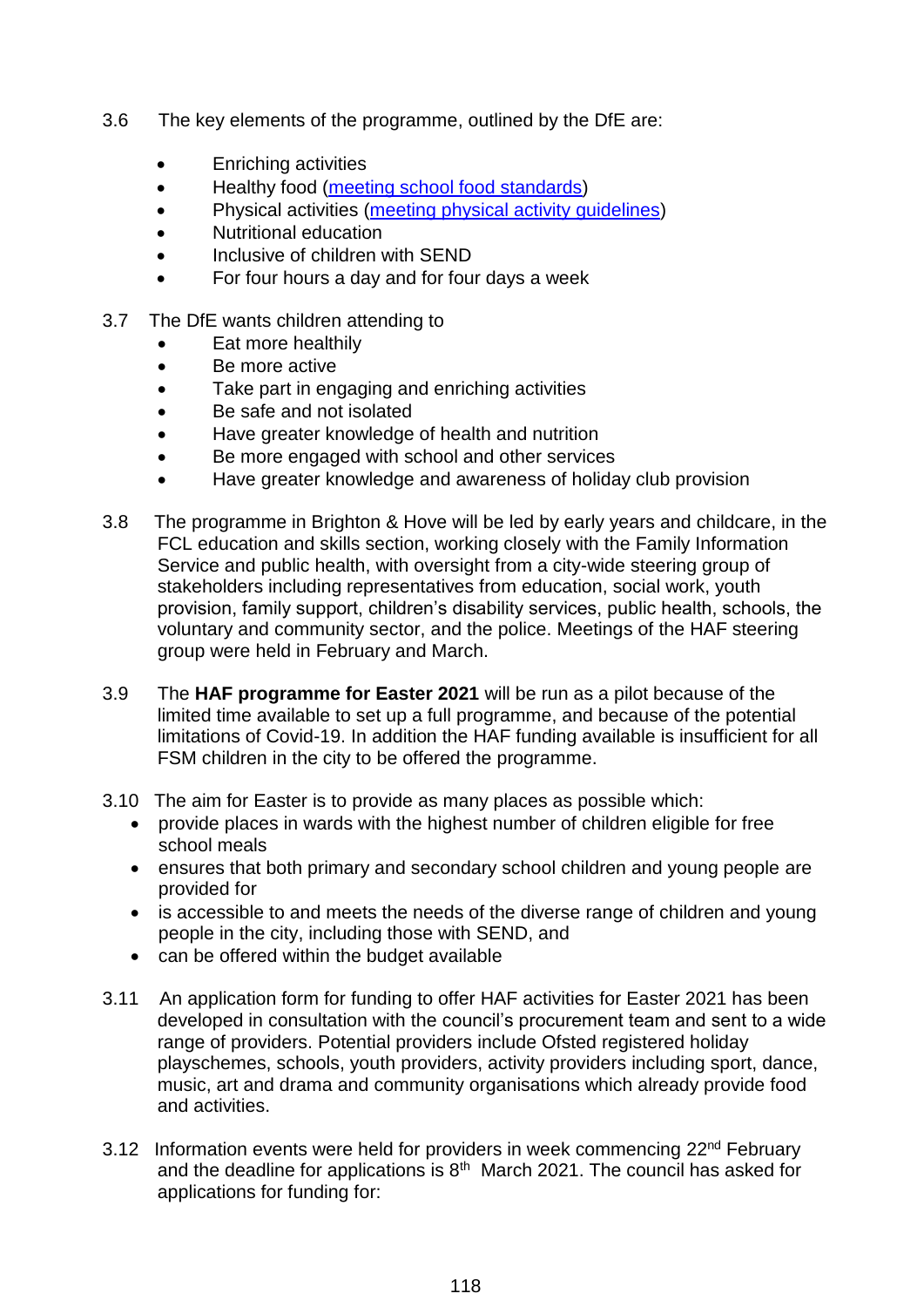3.6 The key elements of the programme, outlined by the DfE are:

- Enriching activities
- Healthy food ([meeting school food standards]())
- Physical activities ([meeting physical activity guidelines]())
- Nutritional education
- Inclusive of children with SEND
- For four hours a day and for four days a week

3.7 The DfE wants children attending to

- Eat more healthily
- Be more active
- Take part in engaging and enriching activities
- Be safe and not isolated
- Have greater knowledge of health and nutrition
- Be more engaged with school and other services
- Have greater knowledge and awareness of holiday club provision

3.8 The programme in Brighton & Hove will be led by early years and childcare, in the FCL education and skills section, working closely with the Family Information Service and public health, with oversight from a city-wide steering group of stakeholders including representatives from education, social work, youth provision, family support, children's disability services, public health, schools, the voluntary and community sector, and the police. Meetings of the HAF steering group were held in February and March.

3.9 The **HAF programme for Easter 2021** will be run as a pilot because of the limited time available to set up a full programme, and because of the potential limitations of Covid-19. In addition the HAF funding available is insufficient for all FSM children in the city to be offered the programme.

3.10 The aim for Easter is to provide as many places as possible which:

- provide places in wards with the highest number of children eligible for free school meals
- ensures that both primary and secondary school children and young people are provided for
- is accessible to and meets the needs of the diverse range of children and young people in the city, including those with SEND, and
- can be offered within the budget available

3.11 An application form for funding to offer HAF activities for Easter 2021 has been developed in consultation with the council's procurement team and sent to a wide range of providers. Potential providers include Ofsted registered holiday playschemes, schools, youth providers, activity providers including sport, dance, music, art and drama and community organisations which already provide food and activities.

3.12 Information events were held for providers in week commencing 22nd February and the deadline for applications is 8th March 2021. The council has asked for applications for funding for: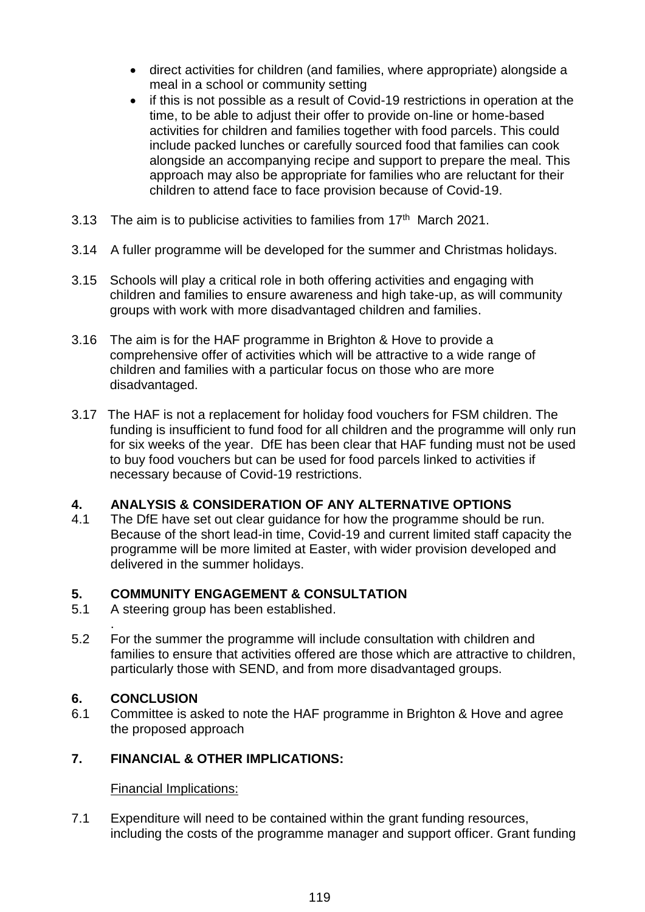- direct activities for children (and families, where appropriate) alongside a meal in a school or community setting
- if this is not possible as a result of Covid-19 restrictions in operation at the time, to be able to adjust their offer to provide on-line or home-based activities for children and families together with food parcels. This could include packed lunches or carefully sourced food that families can cook alongside an accompanying recipe and support to prepare the meal. This approach may also be appropriate for families who are reluctant for their children to attend face to face provision because of Covid-19.

3.13 The aim is to publicise activities to families from 17th March 2021.

3.14 A fuller programme will be developed for the summer and Christmas holidays.

3.15 Schools will play a critical role in both offering activities and engaging with children and families to ensure awareness and high take-up, as will community groups with work with more disadvantaged children and families.

3.16 The aim is for the HAF programme in Brighton & Hove to provide a comprehensive offer of activities which will be attractive to a wide range of children and families with a particular focus on those who are more disadvantaged.

3.17 The HAF is not a replacement for holiday food vouchers for FSM children. The funding is insufficient to fund food for all children and the programme will only run for six weeks of the year. DfE has been clear that HAF funding must not be used to buy food vouchers but can be used for food parcels linked to activities if necessary because of Covid-19 restrictions.

## 4. ANALYSIS & CONSIDERATION OF ANY ALTERNATIVE OPTIONS

4.1 The DfE have set out clear guidance for how the programme should be run. Because of the short lead-in time, Covid-19 and current limited staff capacity the programme will be more limited at Easter, with wider provision developed and delivered in the summer holidays.

## 5. COMMUNITY ENGAGEMENT & CONSULTATION

5.1 A steering group has been established.

5.2 For the summer the programme will include consultation with children and families to ensure that activities offered are those which are attractive to children, particularly those with SEND, and from more disadvantaged groups.

## 6. CONCLUSION

6.1 Committee is asked to note the HAF programme in Brighton & Hove and agree the proposed approach

## 7. FINANCIAL & OTHER IMPLICATIONS:

Financial Implications:

7.1 Expenditure will need to be contained within the grant funding resources, including the costs of the programme manager and support officer. Grant funding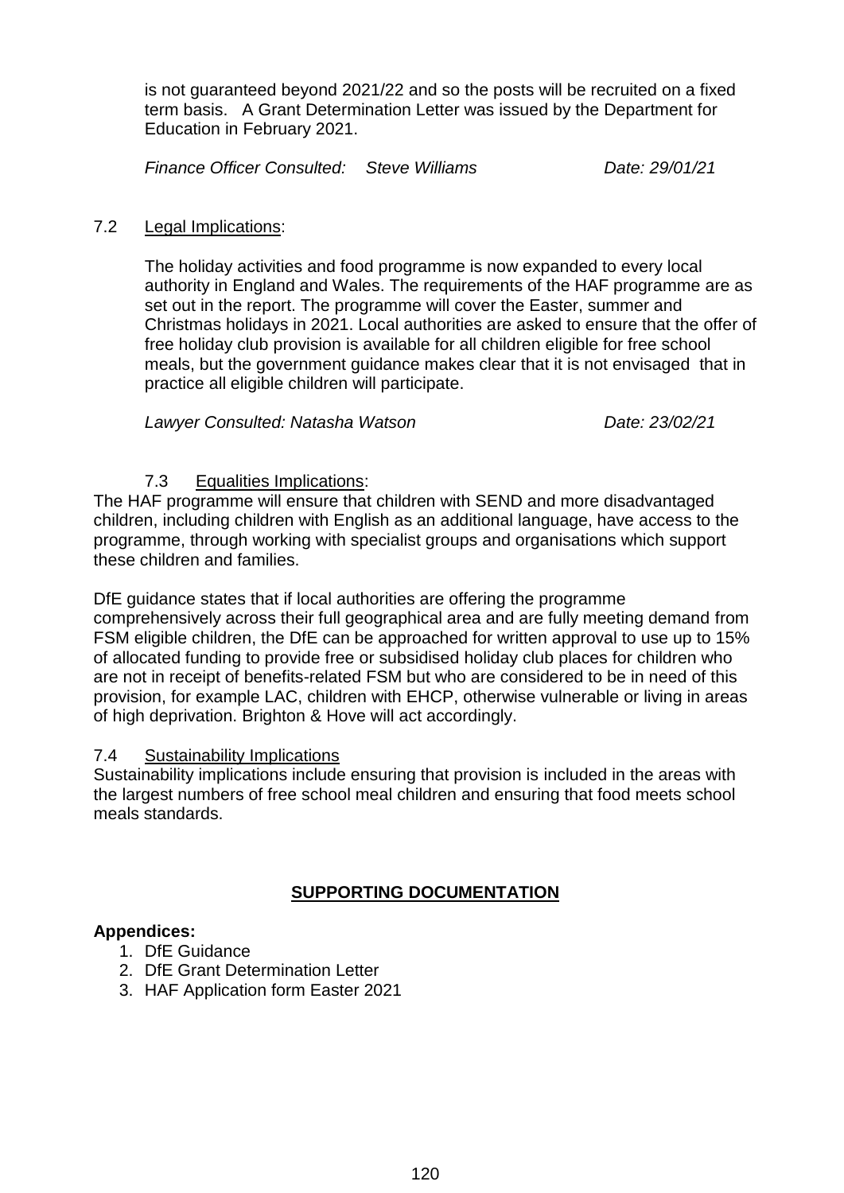is not guaranteed beyond 2021/22 and so the posts will be recruited on a fixed term basis. A Grant Determination Letter was issued by the Department for Education in February 2021.

*Finance Officer Consulted: Steve Williams* *Date: 29/01/21*

7.2 Legal Implications:

The holiday activities and food programme is now expanded to every local authority in England and Wales. The requirements of the HAF programme are as set out in the report. The programme will cover the Easter, summer and Christmas holidays in 2021. Local authorities are asked to ensure that the offer of free holiday club provision is available for all children eligible for free school meals, but the government guidance makes clear that it is not envisaged that in practice all eligible children will participate.

*Lawyer Consulted: Natasha Watson* *Date: 23/02/21*

7.3 Equalities Implications:

The HAF programme will ensure that children with SEND and more disadvantaged children, including children with English as an additional language, have access to the programme, through working with specialist groups and organisations which support these children and families.

DfE guidance states that if local authorities are offering the programme comprehensively across their full geographical area and are fully meeting demand from FSM eligible children, the DfE can be approached for written approval to use up to 15% of allocated funding to provide free or subsidised holiday club places for children who are not in receipt of benefits-related FSM but who are considered to be in need of this provision, for example LAC, children with EHCP, otherwise vulnerable or living in areas of high deprivation. Brighton & Hove will act accordingly.

7.4 Sustainability Implications

Sustainability implications include ensuring that provision is included in the areas with the largest numbers of free school meal children and ensuring that food meets school meals standards.

## SUPPORTING DOCUMENTATION

**Appendices:**

1. DfE Guidance
2. DfE Grant Determination Letter
3. HAF Application form Easter 2021